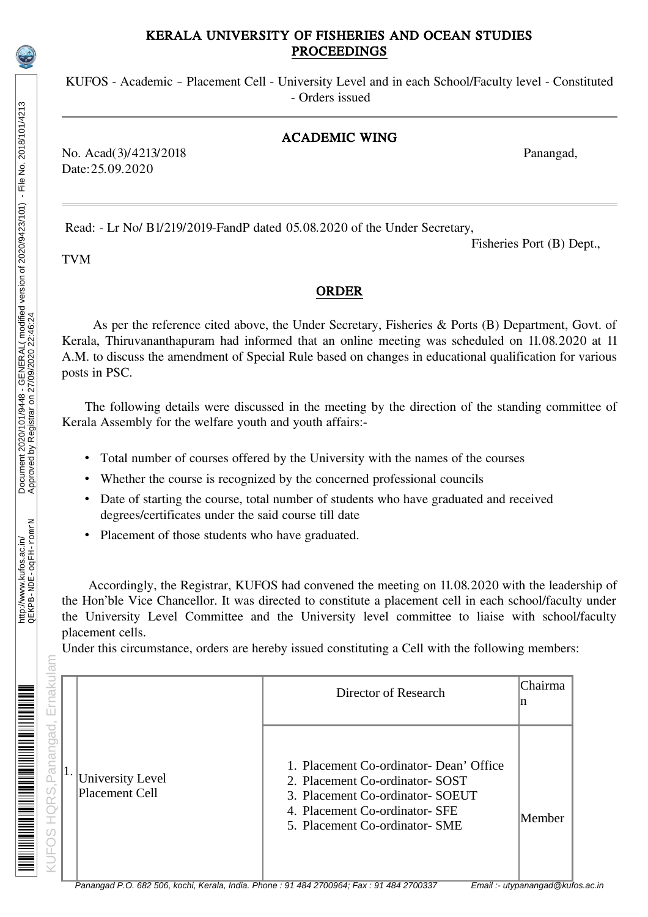# KERALA UNIVERSITY OF FISHERIES AND OCEAN STUDIES

## PROCEEDINGS

KUFOS - Academic – Placement Cell - University Level and in each School/Faculty level - Constituted - Orders issued

## ACADEMIC WING

No. Acad(3)/4213/2018 Panangad,

Date:25.09.2020

Read: - Lr No/ B1/219/2019-FandP dated 05.08.2020 of the Under Secretary, Fisheries Port (B) Dept., TVM

## ORDER

As per the reference cited above, the Under Secretary, Fisheries & Ports (B) Department, Govt. of Kerala, Thiruvananthapuram had informed that an online meeting was scheduled on 11.08.2020 at 11 A.M. to discuss the amendment of Special Rule based on changes in educational qualification for various posts in PSC.

The following details were discussed in the meeting by the direction of the standing committee of Kerala Assembly for the welfare youth and youth affairs:-

- Total number of courses offered by the University with the names of the courses
- Whether the course is recognized by the concerned professional councils
- Date of starting the course, total number of students who have graduated and received degrees/certificates under the said course till date
- Placement of those students who have graduated.

Accordingly, the Registrar, KUFOS had convened the meeting on 11.08.2020 with the leadership of the Hon'ble Vice Chancellor. It was directed to constitute a placement cell in each school/faculty under the University Level Committee and the University level committee to liaise with school/faculty placement cells.

Under this circumstance, orders are hereby issued constituting a Cell with the following members:

| | | | |
|---|---|---|---|
| 1. | University Level Placement Cell | Director of Research | Chairman |
| | | 1. Placement Co-ordinator- Dean' Office<br>2. Placement Co-ordinator- SOST<br>3. Placement Co-ordinator- SOEUT<br>4. Placement Co-ordinator- SFE<br>5. Placement Co-ordinator- SME | Member |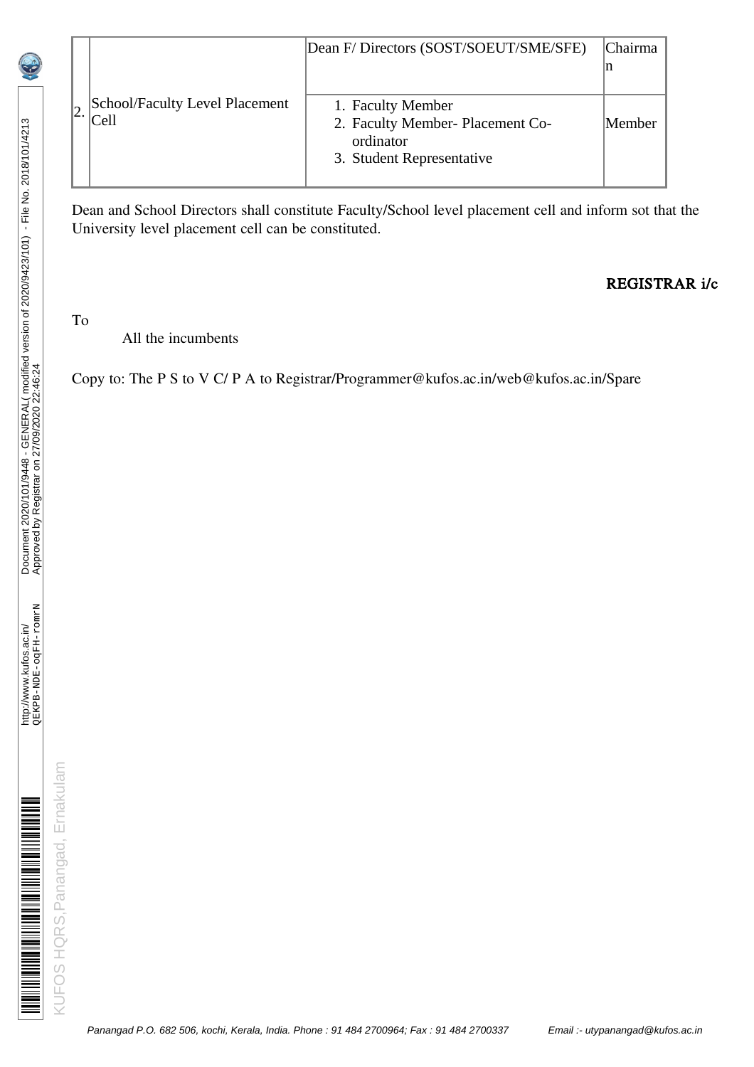| | | | |
|---|---|---|---|
| 2. | School/Faculty Level Placement Cell | Dean F/ Directors (SOST/SOEUT/SME/SFE) | Chairman |
| | | 1. Faculty Member<br>2. Faculty Member- Placement Co-ordinator<br>3. Student Representative | Member |

Dean and School Directors shall constitute Faculty/School level placement cell and inform sot that the University level placement cell can be constituted.

**REGISTRAR i/c**

To

All the incumbents

Copy to: The P S to V C/ P A to Registrar/Programmer@kufos.ac.in/web@kufos.ac.in/Spare